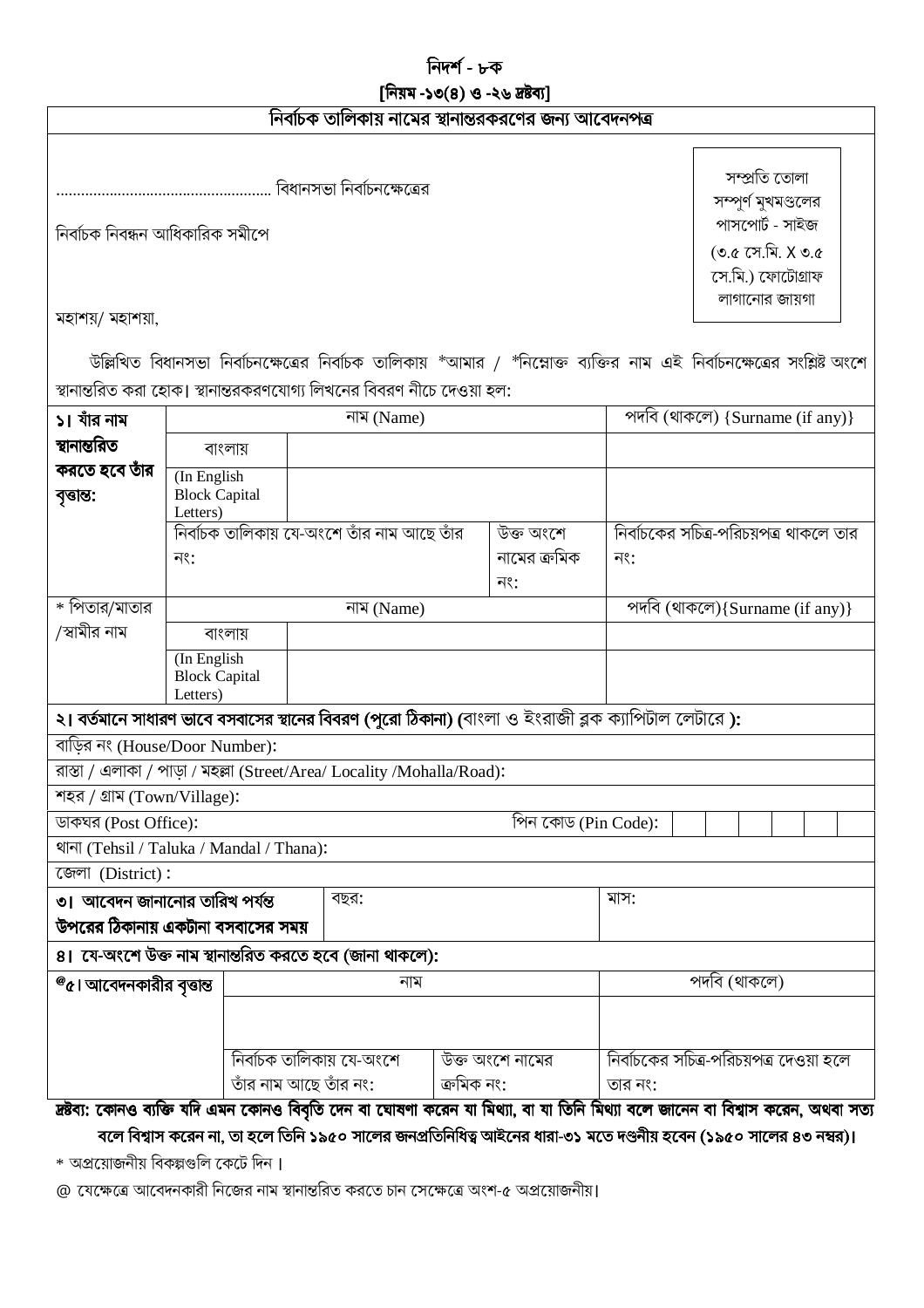# নিদর্শ - ৮ক

**[নিয়ম -১৩(৪) ও -২৬ দ্রষ্টব্য]**

## নির্বাচক তালিকায় নামের স্থানান্তরকরণের জন্য আবেদনপত্র

.................................................... বিধানসভা নির্বাচনক্ষেত্রের

নির্বাচক নিবন্ধন আধিকারিক সমীপে

সম্প্রতি তোলা সম্পূর্ণ মুখমণ্ডলের পাসপোর্ট - সাইজ (৩.৫ সে.মি. X ৩.৫ সে.মি.) ফোটোগ্রাফ লাগানোর জায়গা

মহাশয়/ মহাশয়া,

উল্লিখিত বিধানসভা নির্বাচনক্ষেত্রের নির্বাচক তালিকায় *আমার / *নিম্নোক্ত ব্যক্তির নাম এই নির্বাচনক্ষেত্রের সংশ্লিষ্ট অংশে স্থানান্তরিত করা হোক। স্থানান্তরকরণযোগ্য লিখনের বিবরণ নীচে দেওয়া হল:

| **১। যাঁর নাম স্থানান্তরিত করতে হবে তাঁর বৃত্তান্ত:** | | নাম (Name) | | পদবি (থাকলে) {Surname (if any)} |
|---|---|---|---|---|
| | বাংলায় | | | |
| | (In English Block Capital Letters) | | | |
| | নির্বাচক তালিকায় যে-অংশে তাঁর নাম আছে তাঁর নং: | | উক্ত অংশে নামের ক্রমিক নং: | নির্বাচকের সচিত্র-পরিচয়পত্র থাকলে তার নং: |
| * পিতার/মাতার /স্বামীর নাম | | নাম (Name) | | পদবি (থাকলে){Surname (if any)} |
| | বাংলায় | | | |
| | (In English Block Capital Letters) | | | |

**২। বর্তমানে সাধারণ ভাবে বসবাসের স্থানের বিবরণ (পুরো ঠিকানা) (**বাংলা ও ইংরাজী ব্লক ক্যাপিটাল লেটারে **):**

বাড়ির নং (House/Door Number):

রাস্তা / এলাকা / পাড়া / মহল্লা (Street/Area/ Locality /Mohalla/Road):

শহর / গ্রাম (Town/Village):

ডাকঘর (Post Office): পিন কোড (Pin Code):

থানা (Tehsil / Taluka / Mandal / Thana):

জেলা (District) :

| **৩। আবেদন জানানোর তারিখ পর্যন্ত উপরের ঠিকানায় একটানা বসবাসের সময়** | বছর: | মাস: |
|---|---|---|

**৪। যে-অংশে উক্ত নাম স্থানান্তরিত করতে হবে (জানা থাকলে):**

| **@৫। আবেদনকারীর বৃত্তান্ত** | নাম | | পদবি (থাকলে) |
|---|---|---|---|
| | | | |
| | নির্বাচক তালিকায় যে-অংশে তাঁর নাম আছে তাঁর নং: | উক্ত অংশে নামের ক্রমিক নং: | নির্বাচকের সচিত্র-পরিচয়পত্র দেওয়া হলে তার নং: |

**দ্রষ্টব্য: কোনও ব্যক্তি যদি এমন কোনও বিবৃতি দেন বা ঘোষণা করেন যা মিথ্যা, বা যা তিনি মিথ্যা বলে জানেন বা বিশ্বাস করেন, অথবা সত্য বলে বিশ্বাস করেন না, তা হলে তিনি ১৯৫০ সালের জনপ্রতিনিধিত্ব আইনের ধারা-৩১ মতে দণ্ডনীয় হবেন (১৯৫০ সালের ৪৩ নম্বর)।**

* অপ্রয়োজনীয় বিকল্পগুলি কেটে দিন।

@ যেক্ষেত্রে আবেদনকারী নিজের নাম স্থানান্তরিত করতে চান সেক্ষেত্রে অংশ-৫ অপ্রয়োজনীয়।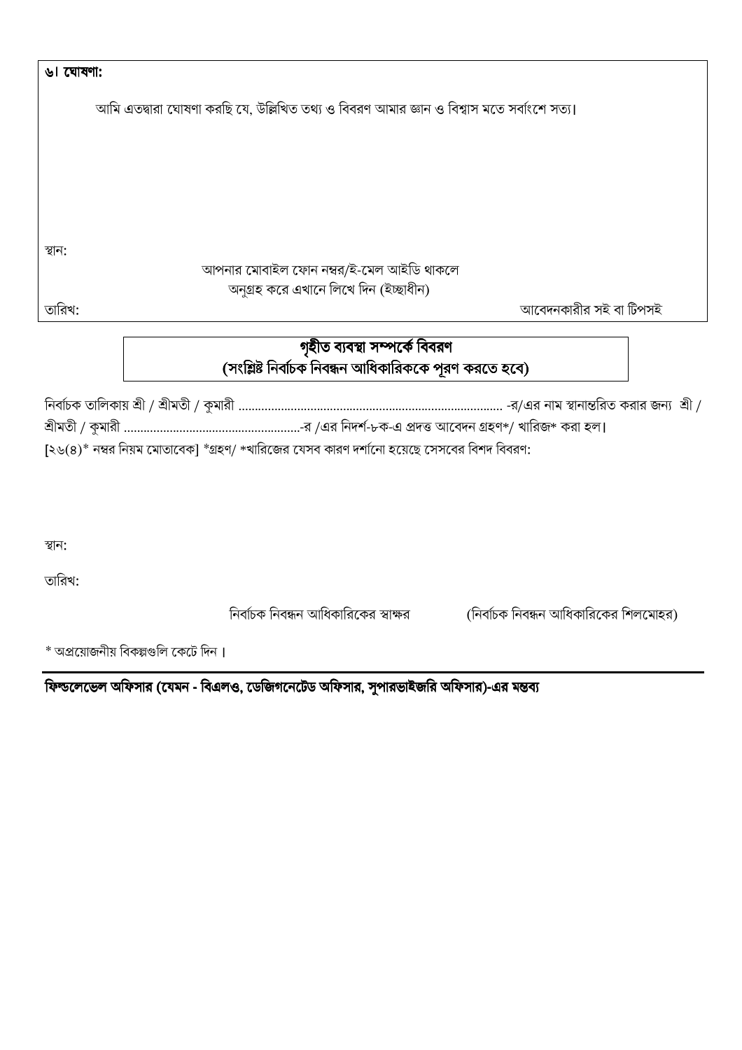**৬। ঘোষণা:**

আমি এতদ্বারা ঘোষণা করছি যে, উল্লিখিত তথ্য ও বিবরণ আমার জ্ঞান ও বিশ্বাস মতে সর্বাংশে সত্য।

স্থান:

আপনার মোবাইল ফোন নম্বর/ই-মেল আইডি থাকলে
অনুগ্রহ করে এখানে লিখে দিন (ইচ্ছাধীন)

তারিখ: আবেদনকারীর সই বা টিপসই

**গৃহীত ব্যবস্থা সম্পর্কে বিবরণ**
**(সংশ্লিষ্ট নির্বাচক নিবন্ধন আধিকারিককে পূরণ করতে হবে)**

নির্বাচক তালিকায় শ্রী / শ্রীমতী / কুমারী ................................................................................. -র/এর নাম স্থানান্তরিত করার জন্য শ্রী / শ্রীমতী / কুমারী ......................................................-র /এর নিদর্শ-৮ক-এ প্রদত্ত আবেদন গ্রহণ*/ খারিজ* করা হল।
[২৬(৪)* নম্বর নিয়ম মোতাবেক] *গ্রহণ/ *খারিজের যেসব কারণ দর্শানো হয়েছে সেসবের বিশদ বিবরণ:

স্থান:

তারিখ:

নির্বাচক নিবন্ধন আধিকারিকের স্বাক্ষর (নির্বাচক নিবন্ধন আধিকারিকের শিলমোহর)

* অপ্রয়োজনীয় বিকল্পগুলি কেটে দিন।

---

**ফিল্ডলেভেল অফিসার (যেমন - বিএলও, ডেজিগনেটেড অফিসার, সুপারভাইজরি অফিসার)-এর মন্তব্য**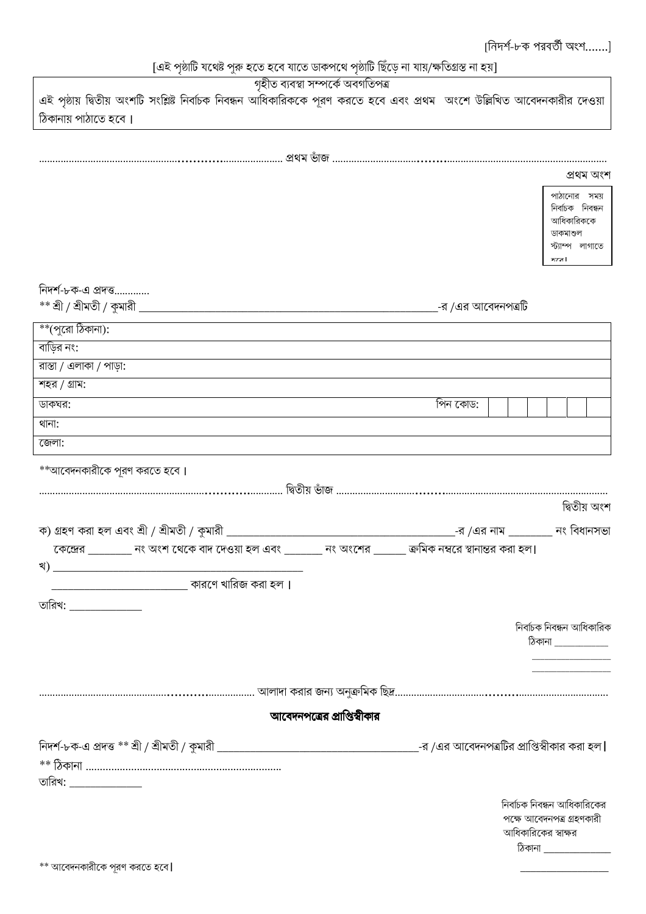[নিদর্শ-৮ক পরবর্তী অংশ……]

[এই পৃষ্ঠাটি যথেষ্ট পুরু হতে হবে যাতে ডাকপথে পৃষ্ঠাটি ছিঁড়ে না যায়/ক্ষতিগ্রস্ত না হয়]

গৃহীত ব্যবস্থা সম্পর্কে অবগতিপত্র

এই পৃষ্ঠায় দ্বিতীয় অংশটি সংশ্লিষ্ট নির্বাচক নিবন্ধন আধিকারিককে পূরণ করতে হবে এবং প্রথম অংশে উল্লিখিত আবেদনকারীর দেওয়া ঠিকানায় পাঠাতে হবে।

…………………………………………… প্রথম ভাঁজ ……………………………………………

প্রথম অংশ

পাঠানোর সময় নির্বাচক নিবন্ধন আধিকারিককে ডাকমাশুল স্ট্যাম্প লাগাতে হবে।

নিদর্শ-৮ক-এ প্রদত্ত…………

** শ্রী / শ্রীমতী / কুমারী ______________________________________________-র /এর আবেদনপত্রটি

| **(পুরো ঠিকানা): | | | | | | | |
|---|---|---|---|---|---|---|---|
| বাড়ির নং: | | | | | | | |
| রাস্তা / এলাকা / পাড়া: | | | | | | | |
| শহর / গ্রাম: | | | | | | | |
| ডাকঘর: | পিন কোড: | | | | | | |
| থানা: | | | | | | | |
| জেলা: | | | | | | | |

**আবেদনকারীকে পূরণ করতে হবে।

…………………………………………… দ্বিতীয় ভাঁজ ……………………………………………

দ্বিতীয় অংশ

ক) গ্রহণ করা হল এবং শ্রী / শ্রীমতী / কুমারী ____________________________________-র /এর নাম ________ নং বিধানসভা কেন্দ্রের ________ নং অংশ থেকে বাদ দেওয়া হল এবং _______ নং অংশের ______ ক্রমিক নম্বরে স্থানান্তর করা হল।

খ) ____________________________________

_________________________ কারণে খারিজ করা হল।

তারিখ: ______________

নির্বাচক নিবন্ধন আধিকারিক

ঠিকানা ___________

________________

________________

…………………………………………… আলাদা করার জন্য অনুক্রমিক ছিদ্র ……………………………………………

**আবেদনপত্রের প্রাপ্তিস্বীকার**

নিদর্শ-৮ক-এ প্রদত্ত ** শ্রী / শ্রীমতী / কুমারী ____________________________________-র /এর আবেদনপত্রটির প্রাপ্তিস্বীকার করা হল।

** ঠিকানা ………………………………………………………

তারিখ: ______________

নির্বাচক নিবন্ধন আধিকারিকের পক্ষে আবেদনপত্র গ্রহণকারী আধিকারিকের স্বাক্ষর

ঠিকানা ______________

________________

** আবেদনকারীকে পূরণ করতে হবে।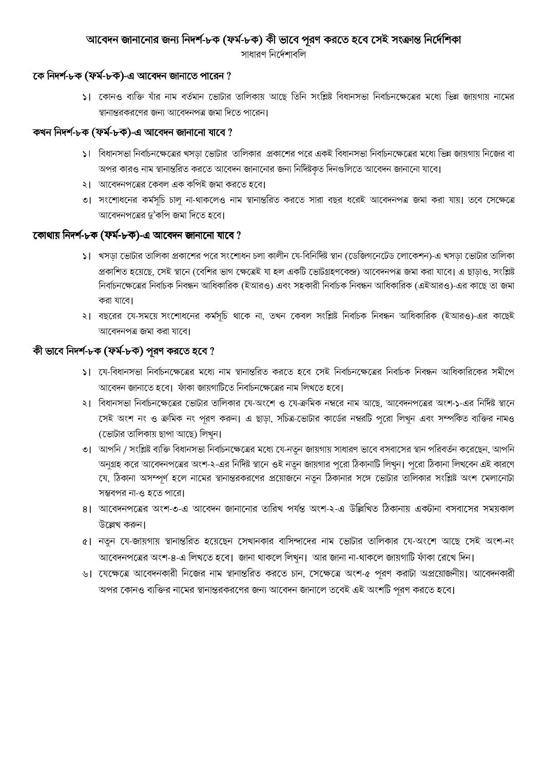# আবেদন জানানোর জন্য নিদর্শ-৮ক (ফর্ম-৮ক) কী ভাবে পূরণ করতে হবে সেই সংক্রান্ত নির্দেশিকা

সাধারণ নির্দেশাবলি

## কে নিদর্শ-৮ক (ফর্ম-৮ক)-এ আবেদন জানাতে পারেন ?

১। কোনও ব্যক্তি যাঁর নাম বর্তমান ভোটার তালিকায় আছে তিনি সংশ্লিষ্ট বিধানসভা নির্বাচনক্ষেত্রের মধ্যে ভিন্ন জায়গায় নামের স্থানান্তরকরণের জন্য আবেদনপত্র জমা দিতে পারেন।

## কখন নিদর্শ-৮ক (ফর্ম-৮ক)-এ আবেদন জানানো যাবে ?

১। বিধানসভা নির্বাচনক্ষেত্রের খসড়া ভোটার তালিকার প্রকাশের পরে একই বিধানসভা নির্বাচনক্ষেত্রের মধ্যে ভিন্ন জায়গায় নিজের বা অপর কারও নাম স্থানান্তরিত করতে আবেদন জানানোর জন্য নির্দিষ্টকৃত দিনগুলিতে আবেদন জানানো যাবে।

২। আবেদনপত্রের কেবল এক কপিই জমা করতে হবে।

৩। সংশোধনের কর্মসূচি চালু না-থাকলেও নাম স্থানান্তরিত করতে সারা বছর ধরেই আবেদনপত্র জমা করা যায়। তবে সেক্ষেত্রে আবেদনপত্রের দু'কপি জমা দিতে হবে।

## কোথায় নিদর্শ-৮ক (ফর্ম-৮ক)-এ আবেদন জানানো যাবে ?

১। খসড়া ভোটার তালিকা প্রকাশের পরে সংশোধন চলা কালীন যে-বিনির্দিষ্ট স্থান (ডেজিগনেটেড লোকেশন)-এ খসড়া ভোটার তালিকা প্রকাশিত হয়েছে, সেই স্থানে (বেশির ভাগ ক্ষেত্রেই যা হল একটি ভোটগ্রহণকেন্দ্র) আবেদনপত্র জমা করা যাবে। এ ছাড়াও, সংশ্লিষ্ট নির্বাচনক্ষেত্রের নির্বাচক নিবন্ধন আধিকারিক (ইআরও) এবং সহকারী নির্বাচক নিবন্ধন আধিকারিক (এইআরও)-এর কাছে তা জমা করা যাবে।

২। বছরের যে-সময়ে সংশোধনের কর্মসূচি থাকে না, তখন কেবল সংশ্লিষ্ট নির্বাচক নিবন্ধন আধিকারিক (ইআরও)-এর কাছেই আবেদনপত্র জমা করা যাবে।

## কী ভাবে নিদর্শ-৮ক (ফর্ম-৮ক) পূরণ করতে হবে ?

১। যে-বিধানসভা নির্বাচনক্ষেত্রের মধ্যে নাম স্থানান্তরিত করতে হবে সেই নির্বাচনক্ষেত্রের নির্বাচক নিবন্ধন আধিকারিকের সমীপে আবেদন জানাতে হবে। ফাঁকা জায়গাটিতে নির্বাচনক্ষেত্রের নাম লিখতে হবে।

২। বিধানসভা নির্বাচনক্ষেত্রের ভোটার তালিকার যে-অংশে ও যে-ক্রমিক নম্বরে নাম আছে, আবেদনপত্রের অংশ-১-এর নির্দিষ্ট স্থানে সেই অংশ নং ও ক্রমিক নং পূরণ করুন। এ ছাড়া, সচিত্র-ভোটার কার্ডের নম্বরটি পুরো লিখুন এবং সম্পর্কিত ব্যক্তির নামও (ভোটার তালিকায় ছাপা আছে) লিখুন।

৩। আপনি / সংশ্লিষ্ট ব্যক্তি বিধানসভা নির্বাচনক্ষেত্রের মধ্যে যে-নতুন জায়গায় সাধারণ ভাবে বসবাসের স্থান পরিবর্তন করেছেন, আপনি অনুগ্রহ করে আবেদনপত্রের অংশ-২-এর নির্দিষ্ট স্থানে ওই নতুন জায়গার পুরো ঠিকানাটি লিখুন। পুরো ঠিকানা লিখবেন এই কারণে যে, ঠিকানা অসম্পূর্ণ হলে নামের স্থানান্তরকরণের প্রয়োজনে নতুন ঠিকানার সঙ্গে ভোটার তালিকার সংশ্লিষ্ট অংশ মেলানোটা সম্ভবপর না-ও হতে পারে।

৪। আবেদনপত্রের অংশ-৩-এ আবেদন জানানোর তারিখ পর্যন্ত অংশ-২-এ উল্লিখিত ঠিকানায় একটানা বসবাসের সময়কাল উল্লেখ করুন।

৫। নতুন যে-জায়গায় স্থানান্তরিত হয়েছেন সেখানকার বাসিন্দাদের নাম ভোটার তালিকার যে-অংশে আছে সেই অংশ-নং আবেদনপত্রের অংশ-৪-এ লিখতে হবে। জানা থাকলে লিখুন। আর জানা না-থাকলে জায়গাটি ফাঁকা রেখে দিন।

৬। যেক্ষেত্রে আবেদনকারী নিজের নাম স্থানান্তরিত করতে চান, সেক্ষেত্রে অংশ-৫ পূরণ করাটা অপ্রয়োজনীয়। আবেদনকারী অপর কোনও ব্যক্তির নামের স্থানান্তরকরণের জন্য আবেদন জানালে তবেই এই অংশটি পূরণ করতে হবে।